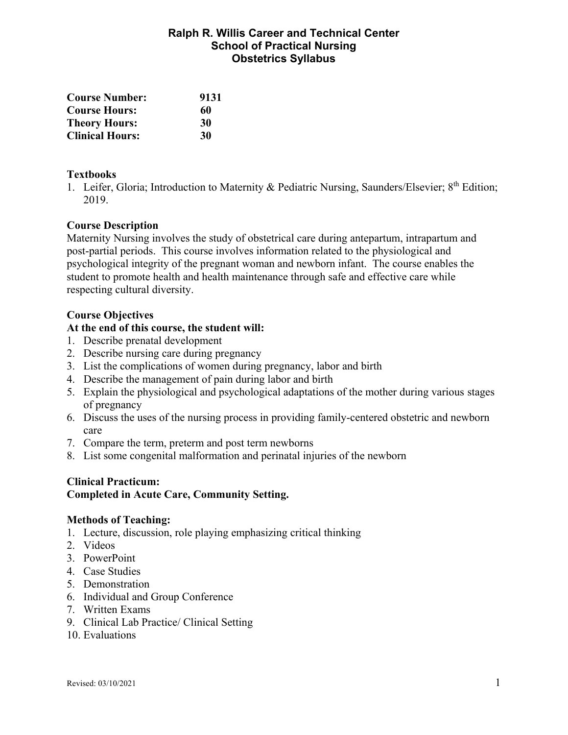# Ralph R. Willis Career and Technical Center
## School of Practical Nursing
## Obstetrics Syllabus

**Course Number:** **9131**
**Course Hours:** **60**
**Theory Hours:** **30**
**Clinical Hours:** **30**

**Textbooks**

1. Leifer, Gloria; Introduction to Maternity & Pediatric Nursing, Saunders/Elsevier; 8th Edition; 2019.

**Course Description**

Maternity Nursing involves the study of obstetrical care during antepartum, intrapartum and post-partial periods. This course involves information related to the physiological and psychological integrity of the pregnant woman and newborn infant. The course enables the student to promote health and health maintenance through safe and effective care while respecting cultural diversity.

**Course Objectives**

**At the end of this course, the student will:**

1. Describe prenatal development
2. Describe nursing care during pregnancy
3. List the complications of women during pregnancy, labor and birth
4. Describe the management of pain during labor and birth
5. Explain the physiological and psychological adaptations of the mother during various stages of pregnancy
6. Discuss the uses of the nursing process in providing family-centered obstetric and newborn care
7. Compare the term, preterm and post term newborns
8. List some congenital malformation and perinatal injuries of the newborn

**Clinical Practicum:**
**Completed in Acute Care, Community Setting.**

**Methods of Teaching:**

1. Lecture, discussion, role playing emphasizing critical thinking
2. Videos
3. PowerPoint
4. Case Studies
5. Demonstration
6. Individual and Group Conference
7. Written Exams
9. Clinical Lab Practice/ Clinical Setting
10. Evaluations

Revised: 03/10/2021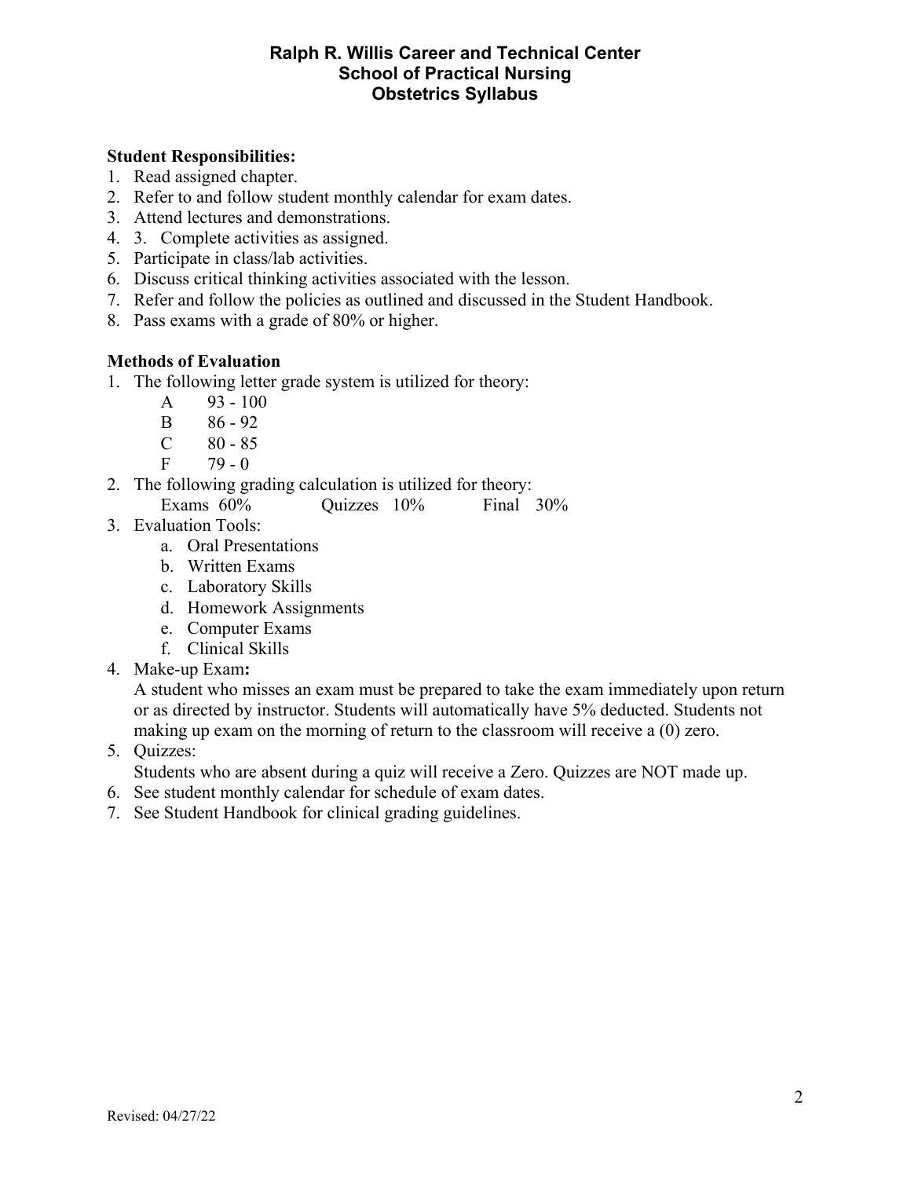# Ralph R. Willis Career and Technical Center
## School of Practical Nursing
## Obstetrics Syllabus

**Student Responsibilities:**

1. Read assigned chapter.
2. Refer to and follow student monthly calendar for exam dates.
3. Attend lectures and demonstrations.
4. 3. Complete activities as assigned.
5. Participate in class/lab activities.
6. Discuss critical thinking activities associated with the lesson.
7. Refer and follow the policies as outlined and discussed in the Student Handbook.
8. Pass exams with a grade of 80% or higher.

**Methods of Evaluation**

1. The following letter grade system is utilized for theory:
   - A 93 - 100
   - B 86 - 92
   - C 80 - 85
   - F 79 - 0
2. The following grading calculation is utilized for theory:
   Exams 60% Quizzes 10% Final 30%
3. Evaluation Tools:
   a. Oral Presentations
   b. Written Exams
   c. Laboratory Skills
   d. Homework Assignments
   e. Computer Exams
   f. Clinical Skills
4. Make-up Exam**:**
   A student who misses an exam must be prepared to take the exam immediately upon return or as directed by instructor. Students will automatically have 5% deducted. Students not making up exam on the morning of return to the classroom will receive a (0) zero.
5. Quizzes:
   Students who are absent during a quiz will receive a Zero. Quizzes are NOT made up.
6. See student monthly calendar for schedule of exam dates.
7. See Student Handbook for clinical grading guidelines.

Revised: 04/27/22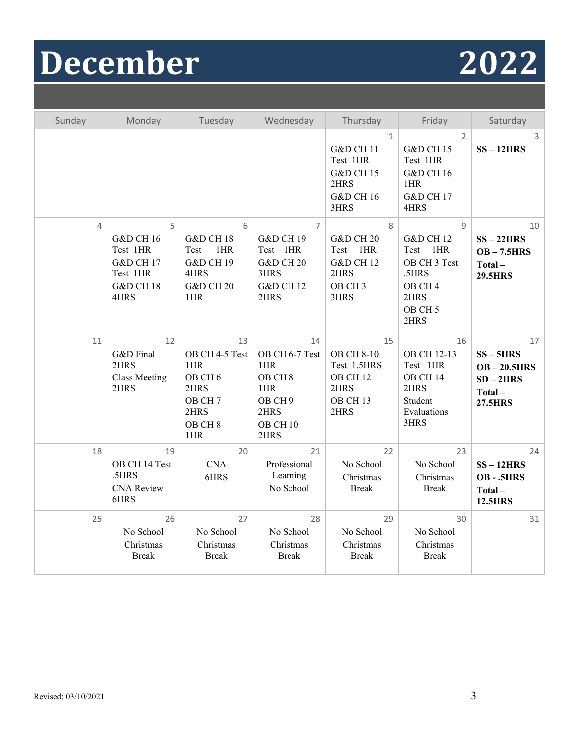# December 2022

| Sunday | Monday | Tuesday | Wednesday | Thursday | Friday | Saturday |
|---|---|---|---|---|---|---|
| | | | | 1<br>G&D CH 11 Test 1HR<br>G&D CH 15 2HRS<br>G&D CH 16 3HRS | 2<br>G&D CH 15 Test 1HR<br>G&D CH 16 1HR<br>G&D CH 17 4HRS | 3<br>**SS – 12HRS** |
| 4 | 5<br>G&D CH 16 Test 1HR<br>G&D CH 17 Test 1HR<br>G&D CH 18 4HRS | 6<br>G&D CH 18 Test 1HR<br>G&D CH 19 4HRS<br>G&D CH 20 1HR | 7<br>G&D CH 19 Test 1HR<br>G&D CH 20 3HRS<br>G&D CH 12 2HRS | 8<br>G&D CH 20 Test 1HR<br>G&D CH 12 2HRS<br>OB CH 3 3HRS | 9<br>G&D CH 12 Test 1HR<br>OB CH 3 Test .5HRS<br>OB CH 4 2HRS<br>OB CH 5 2HRS | 10<br>**SS – 22HRS**<br>**OB – 7.5HRS**<br>**Total – 29.5HRS** |
| 11 | 12<br>G&D Final 2HRS<br>Class Meeting 2HRS | 13<br>OB CH 4-5 Test 1HR<br>OB CH 6 2HRS<br>OB CH 7 2HRS<br>OB CH 8 1HR | 14<br>OB CH 6-7 Test 1HR<br>OB CH 8 1HR<br>OB CH 9 2HRS<br>OB CH 10 2HRS | 15<br>OB CH 8-10 Test 1.5HRS<br>OB CH 12 2HRS<br>OB CH 13 2HRS | 16<br>OB CH 12-13 Test 1HR<br>OB CH 14 2HRS<br>Student Evaluations 3HRS | 17<br>**SS – 5HRS**<br>**OB – 20.5HRS**<br>**SD – 2HRS**<br>**Total – 27.5HRS** |
| 18 | 19<br>OB CH 14 Test .5HRS<br>CNA Review 6HRS | 20<br>CNA 6HRS | 21<br>Professional Learning<br>No School | 22<br>No School Christmas Break | 23<br>No School Christmas Break | 24<br>**SS – 12HRS**<br>**OB - .5HRS**<br>**Total – 12.5HRS** |
| 25 | 26<br>No School Christmas Break | 27<br>No School Christmas Break | 28<br>No School Christmas Break | 29<br>No School Christmas Break | 30<br>No School Christmas Break | 31 |

Revised: 03/10/2021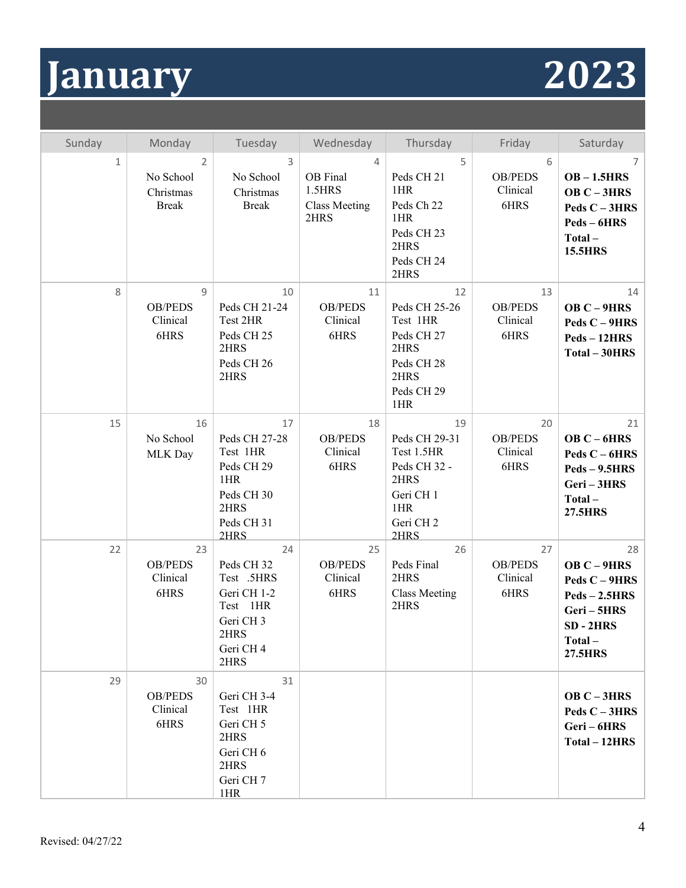# January 2023

| Sunday | Monday | Tuesday | Wednesday | Thursday | Friday | Saturday |
|---|---|---|---|---|---|---|
| 1 | 2<br>No School<br>Christmas Break | 3<br>No School<br>Christmas Break | 4<br>OB Final 1.5HRS<br>Class Meeting 2HRS | 5<br>Peds CH 21 1HR<br>Peds Ch 22 1HR<br>Peds CH 23 2HRS<br>Peds CH 24 2HRS | 6<br>OB/PEDS Clinical 6HRS | 7<br>**OB – 1.5HRS**<br>**OB C – 3HRS**<br>**Peds C – 3HRS**<br>**Peds – 6HRS**<br>**Total – 15.5HRS** |
| 8 | 9<br>OB/PEDS Clinical 6HRS | 10<br>Peds CH 21-24 Test 2HR<br>Peds CH 25 2HRS<br>Peds CH 26 2HRS | 11<br>OB/PEDS Clinical 6HRS | 12<br>Peds CH 25-26 Test 1HR<br>Peds CH 27 2HRS<br>Peds CH 28 2HRS<br>Peds CH 29 1HR | 13<br>OB/PEDS Clinical 6HRS | 14<br>**OB C – 9HRS**<br>**Peds C – 9HRS**<br>**Peds – 12HRS**<br>**Total – 30HRS** |
| 15 | 16<br>No School<br>MLK Day | 17<br>Peds CH 27-28 Test 1HR<br>Peds CH 29 1HR<br>Peds CH 30 2HRS<br>Peds CH 31 2HRS | 18<br>OB/PEDS Clinical 6HRS | 19<br>Peds CH 29-31 Test 1.5HR<br>Peds CH 32 - 2HRS<br>Geri CH 1 1HR<br>Geri CH 2 2HRS | 20<br>OB/PEDS Clinical 6HRS | 21<br>**OB C – 6HRS**<br>**Peds C – 6HRS**<br>**Peds – 9.5HRS**<br>**Geri – 3HRS**<br>**Total – 27.5HRS** |
| 22 | 23<br>OB/PEDS Clinical 6HRS | 24<br>Peds CH 32 Test .5HRS<br>Geri CH 1-2 Test 1HR<br>Geri CH 3 2HRS<br>Geri CH 4 2HRS | 25<br>OB/PEDS Clinical 6HRS | 26<br>Peds Final 2HRS<br>Class Meeting 2HRS | 27<br>OB/PEDS Clinical 6HRS | 28<br>**OB C – 9HRS**<br>**Peds C – 9HRS**<br>**Peds – 2.5HRS**<br>**Geri – 5HRS**<br>**SD - 2HRS**<br>**Total – 27.5HRS** |
| 29 | 30<br>OB/PEDS Clinical 6HRS | 31<br>Geri CH 3-4 Test 1HR<br>Geri CH 5 2HRS<br>Geri CH 6 2HRS<br>Geri CH 7 1HR | | | | **OB C – 3HRS**<br>**Peds C – 3HRS**<br>**Geri – 6HRS**<br>**Total – 12HRS** |

Revised: 04/27/22